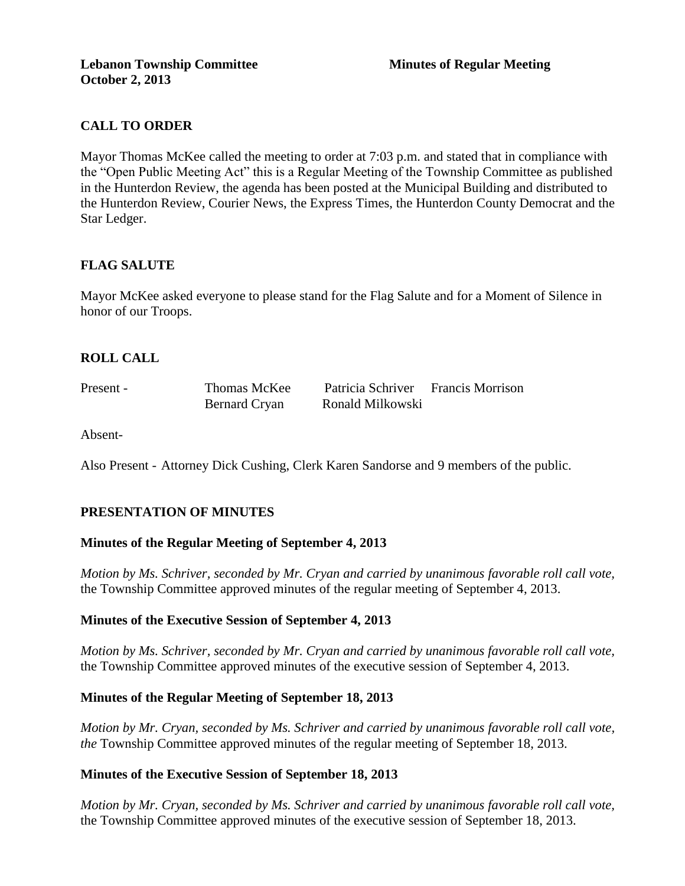**Lebanon Township Committee** **Minutes of Regular Meeting**
**October 2, 2013**

## CALL TO ORDER

Mayor Thomas McKee called the meeting to order at 7:03 p.m. and stated that in compliance with the "Open Public Meeting Act" this is a Regular Meeting of the Township Committee as published in the Hunterdon Review, the agenda has been posted at the Municipal Building and distributed to the Hunterdon Review, Courier News, the Express Times, the Hunterdon County Democrat and the Star Ledger.

## FLAG SALUTE

Mayor McKee asked everyone to please stand for the Flag Salute and for a Moment of Silence in honor of our Troops.

## ROLL CALL

| Present - | Thomas McKee | Patricia Schriver | Francis Morrison |
|---|---|---|---|
| | Bernard Cryan | Ronald Milkowski | |

Absent-

Also Present - Attorney Dick Cushing, Clerk Karen Sandorse and 9 members of the public.

## PRESENTATION OF MINUTES

### Minutes of the Regular Meeting of September 4, 2013

*Motion by Ms. Schriver, seconded by Mr. Cryan and carried by unanimous favorable roll call vote,* the Township Committee approved minutes of the regular meeting of September 4, 2013.

### Minutes of the Executive Session of September 4, 2013

*Motion by Ms. Schriver, seconded by Mr. Cryan and carried by unanimous favorable roll call vote,* the Township Committee approved minutes of the executive session of September 4, 2013.

### Minutes of the Regular Meeting of September 18, 2013

*Motion by Mr. Cryan, seconded by Ms. Schriver and carried by unanimous favorable roll call vote, the* Township Committee approved minutes of the regular meeting of September 18, 2013.

### Minutes of the Executive Session of September 18, 2013

*Motion by Mr. Cryan, seconded by Ms. Schriver and carried by unanimous favorable roll call vote,* the Township Committee approved minutes of the executive session of September 18, 2013.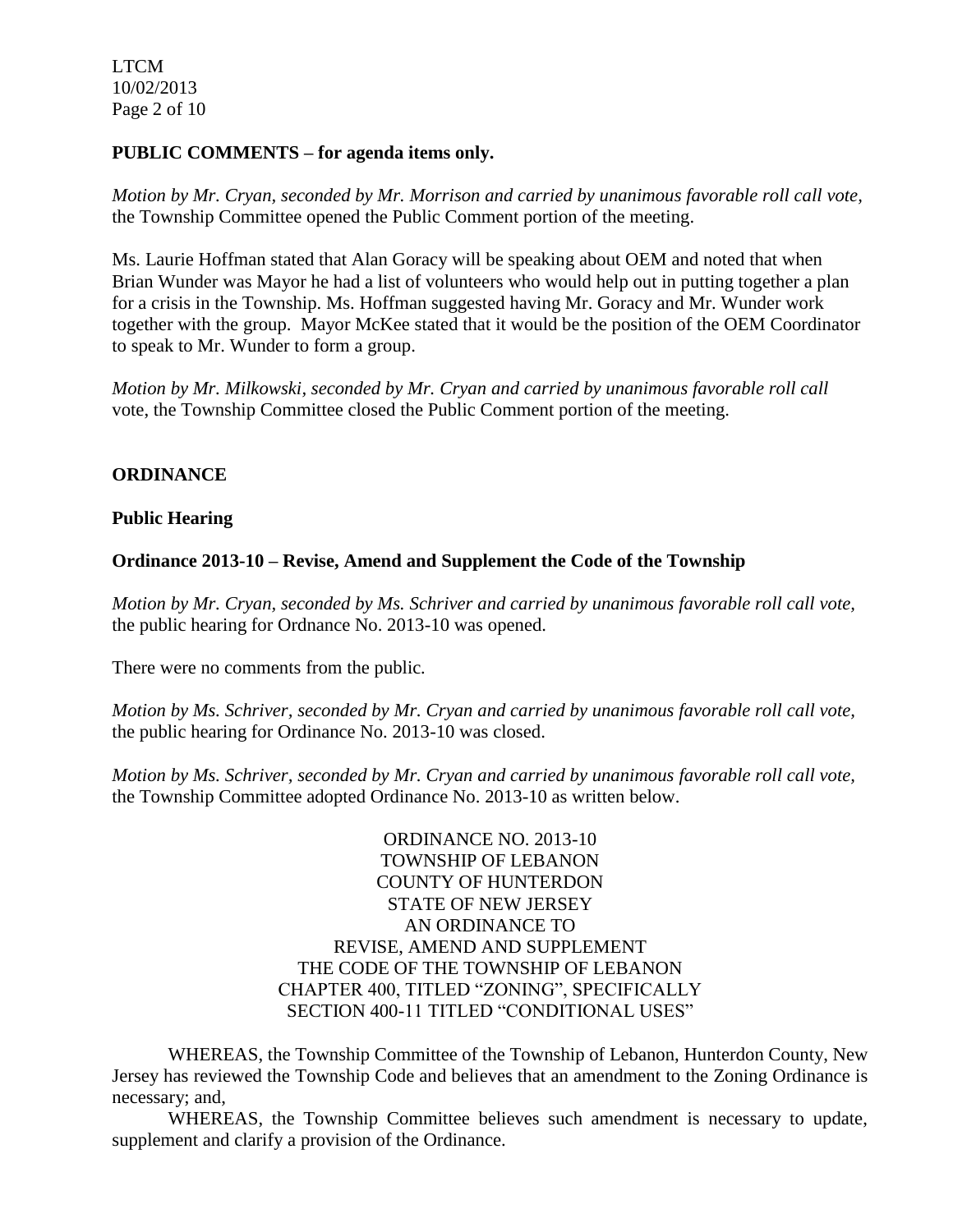**PUBLIC COMMENTS – for agenda items only.**

*Motion by Mr. Cryan, seconded by Mr. Morrison and carried by unanimous favorable roll call vote,* the Township Committee opened the Public Comment portion of the meeting.

Ms. Laurie Hoffman stated that Alan Goracy will be speaking about OEM and noted that when Brian Wunder was Mayor he had a list of volunteers who would help out in putting together a plan for a crisis in the Township. Ms. Hoffman suggested having Mr. Goracy and Mr. Wunder work together with the group. Mayor McKee stated that it would be the position of the OEM Coordinator to speak to Mr. Wunder to form a group.

*Motion by Mr. Milkowski, seconded by Mr. Cryan and carried by unanimous favorable roll call* vote, the Township Committee closed the Public Comment portion of the meeting.

**ORDINANCE**

**Public Hearing**

**Ordinance 2013-10 – Revise, Amend and Supplement the Code of the Township**

*Motion by Mr. Cryan, seconded by Ms. Schriver and carried by unanimous favorable roll call vote,* the public hearing for Ordnance No. 2013-10 was opened.

There were no comments from the public.

*Motion by Ms. Schriver, seconded by Mr. Cryan and carried by unanimous favorable roll call vote,* the public hearing for Ordinance No. 2013-10 was closed.

*Motion by Ms. Schriver, seconded by Mr. Cryan and carried by unanimous favorable roll call vote,* the Township Committee adopted Ordinance No. 2013-10 as written below.

ORDINANCE NO. 2013-10
TOWNSHIP OF LEBANON
COUNTY OF HUNTERDON
STATE OF NEW JERSEY
AN ORDINANCE TO
REVISE, AMEND AND SUPPLEMENT
THE CODE OF THE TOWNSHIP OF LEBANON
CHAPTER 400, TITLED "ZONING", SPECIFICALLY
SECTION 400-11 TITLED "CONDITIONAL USES"

WHEREAS, the Township Committee of the Township of Lebanon, Hunterdon County, New Jersey has reviewed the Township Code and believes that an amendment to the Zoning Ordinance is necessary; and,

WHEREAS, the Township Committee believes such amendment is necessary to update, supplement and clarify a provision of the Ordinance.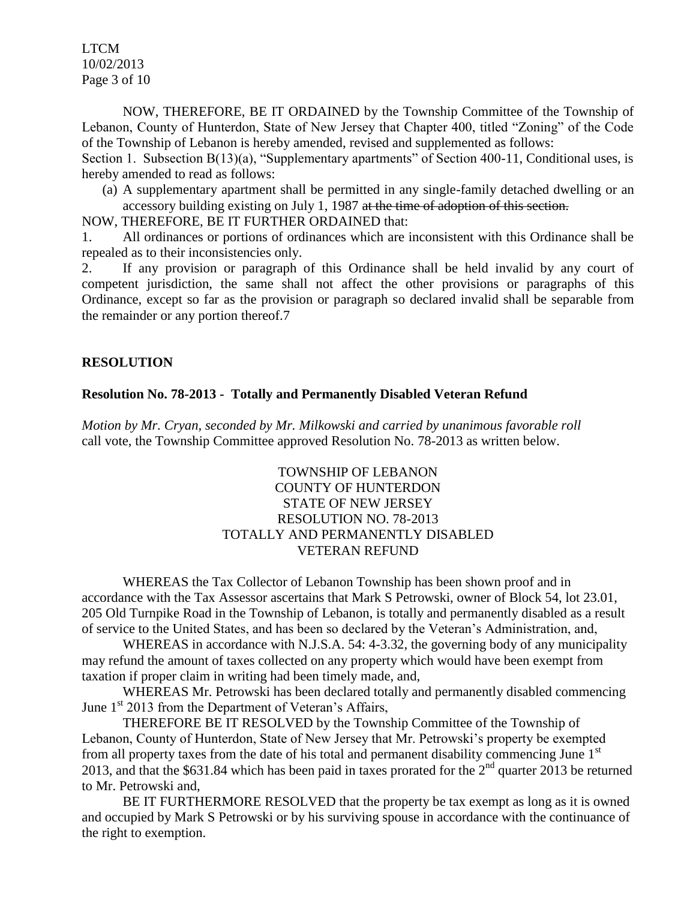NOW, THEREFORE, BE IT ORDAINED by the Township Committee of the Township of Lebanon, County of Hunterdon, State of New Jersey that Chapter 400, titled "Zoning" of the Code of the Township of Lebanon is hereby amended, revised and supplemented as follows:

Section 1. Subsection B(13)(a), "Supplementary apartments" of Section 400-11, Conditional uses, is hereby amended to read as follows:

(a) A supplementary apartment shall be permitted in any single-family detached dwelling or an accessory building existing on July 1, 1987 ~~at the time of adoption of this section.~~

NOW, THEREFORE, BE IT FURTHER ORDAINED that:

1. All ordinances or portions of ordinances which are inconsistent with this Ordinance shall be repealed as to their inconsistencies only.

2. If any provision or paragraph of this Ordinance shall be held invalid by any court of competent jurisdiction, the same shall not affect the other provisions or paragraphs of this Ordinance, except so far as the provision or paragraph so declared invalid shall be separable from the remainder or any portion thereof.7

## RESOLUTION

### Resolution No. 78-2013 - Totally and Permanently Disabled Veteran Refund

*Motion by Mr. Cryan, seconded by Mr. Milkowski and carried by unanimous favorable roll* call vote, the Township Committee approved Resolution No. 78-2013 as written below.

TOWNSHIP OF LEBANON
COUNTY OF HUNTERDON
STATE OF NEW JERSEY
RESOLUTION NO. 78-2013
TOTALLY AND PERMANENTLY DISABLED
VETERAN REFUND

WHEREAS the Tax Collector of Lebanon Township has been shown proof and in accordance with the Tax Assessor ascertains that Mark S Petrowski, owner of Block 54, lot 23.01, 205 Old Turnpike Road in the Township of Lebanon, is totally and permanently disabled as a result of service to the United States, and has been so declared by the Veteran's Administration, and,

WHEREAS in accordance with N.J.S.A. 54: 4-3.32, the governing body of any municipality may refund the amount of taxes collected on any property which would have been exempt from taxation if proper claim in writing had been timely made, and,

WHEREAS Mr. Petrowski has been declared totally and permanently disabled commencing June 1st 2013 from the Department of Veteran's Affairs,

THEREFORE BE IT RESOLVED by the Township Committee of the Township of Lebanon, County of Hunterdon, State of New Jersey that Mr. Petrowski's property be exempted from all property taxes from the date of his total and permanent disability commencing June 1st 2013, and that the $631.84 which has been paid in taxes prorated for the 2nd quarter 2013 be returned to Mr. Petrowski and,

BE IT FURTHERMORE RESOLVED that the property be tax exempt as long as it is owned and occupied by Mark S Petrowski or by his surviving spouse in accordance with the continuance of the right to exemption.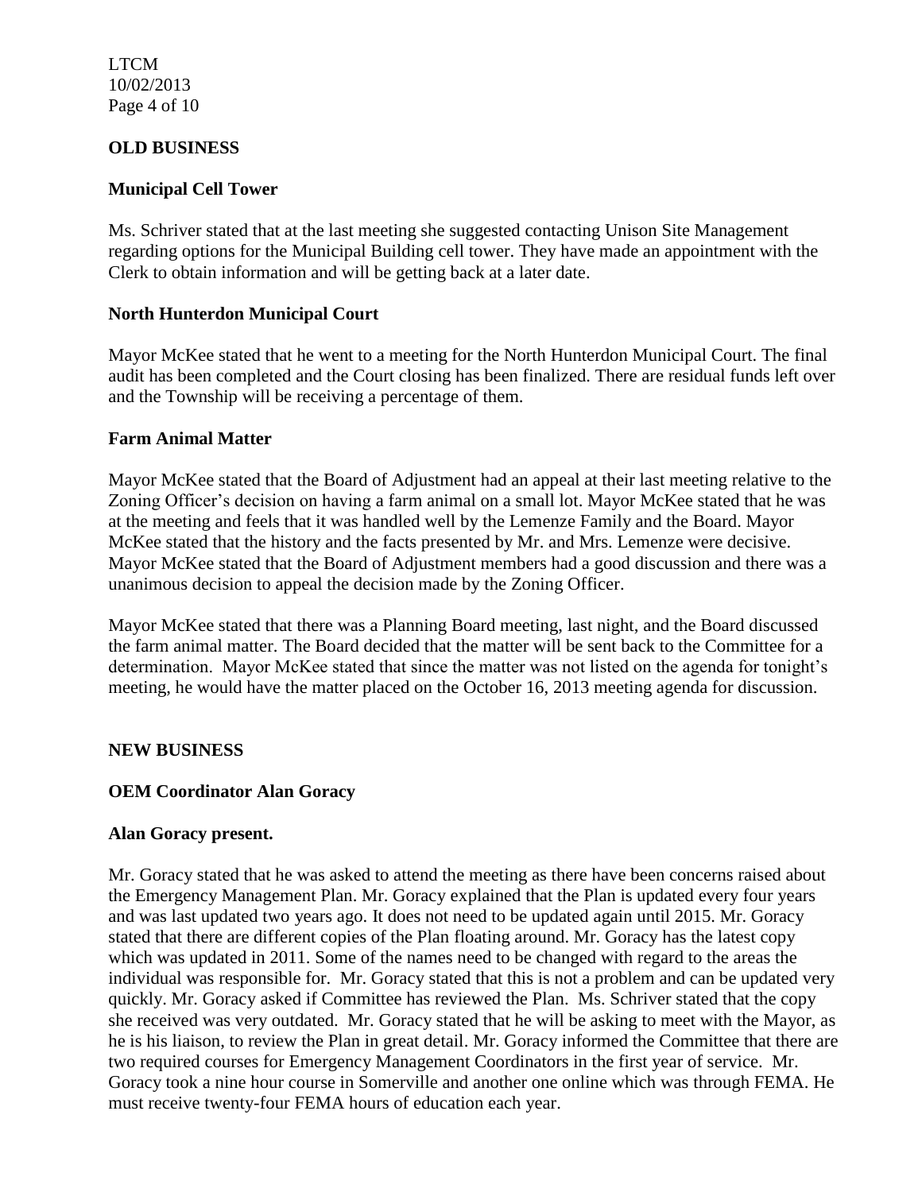**OLD BUSINESS**

**Municipal Cell Tower**

Ms. Schriver stated that at the last meeting she suggested contacting Unison Site Management regarding options for the Municipal Building cell tower. They have made an appointment with the Clerk to obtain information and will be getting back at a later date.

**North Hunterdon Municipal Court**

Mayor McKee stated that he went to a meeting for the North Hunterdon Municipal Court. The final audit has been completed and the Court closing has been finalized. There are residual funds left over and the Township will be receiving a percentage of them.

**Farm Animal Matter**

Mayor McKee stated that the Board of Adjustment had an appeal at their last meeting relative to the Zoning Officer's decision on having a farm animal on a small lot. Mayor McKee stated that he was at the meeting and feels that it was handled well by the Lemenze Family and the Board. Mayor McKee stated that the history and the facts presented by Mr. and Mrs. Lemenze were decisive. Mayor McKee stated that the Board of Adjustment members had a good discussion and there was a unanimous decision to appeal the decision made by the Zoning Officer.

Mayor McKee stated that there was a Planning Board meeting, last night, and the Board discussed the farm animal matter. The Board decided that the matter will be sent back to the Committee for a determination. Mayor McKee stated that since the matter was not listed on the agenda for tonight's meeting, he would have the matter placed on the October 16, 2013 meeting agenda for discussion.

**NEW BUSINESS**

**OEM Coordinator Alan Goracy**

**Alan Goracy present.**

Mr. Goracy stated that he was asked to attend the meeting as there have been concerns raised about the Emergency Management Plan. Mr. Goracy explained that the Plan is updated every four years and was last updated two years ago. It does not need to be updated again until 2015. Mr. Goracy stated that there are different copies of the Plan floating around. Mr. Goracy has the latest copy which was updated in 2011. Some of the names need to be changed with regard to the areas the individual was responsible for. Mr. Goracy stated that this is not a problem and can be updated very quickly. Mr. Goracy asked if Committee has reviewed the Plan. Ms. Schriver stated that the copy she received was very outdated. Mr. Goracy stated that he will be asking to meet with the Mayor, as he is his liaison, to review the Plan in great detail. Mr. Goracy informed the Committee that there are two required courses for Emergency Management Coordinators in the first year of service. Mr. Goracy took a nine hour course in Somerville and another one online which was through FEMA. He must receive twenty-four FEMA hours of education each year.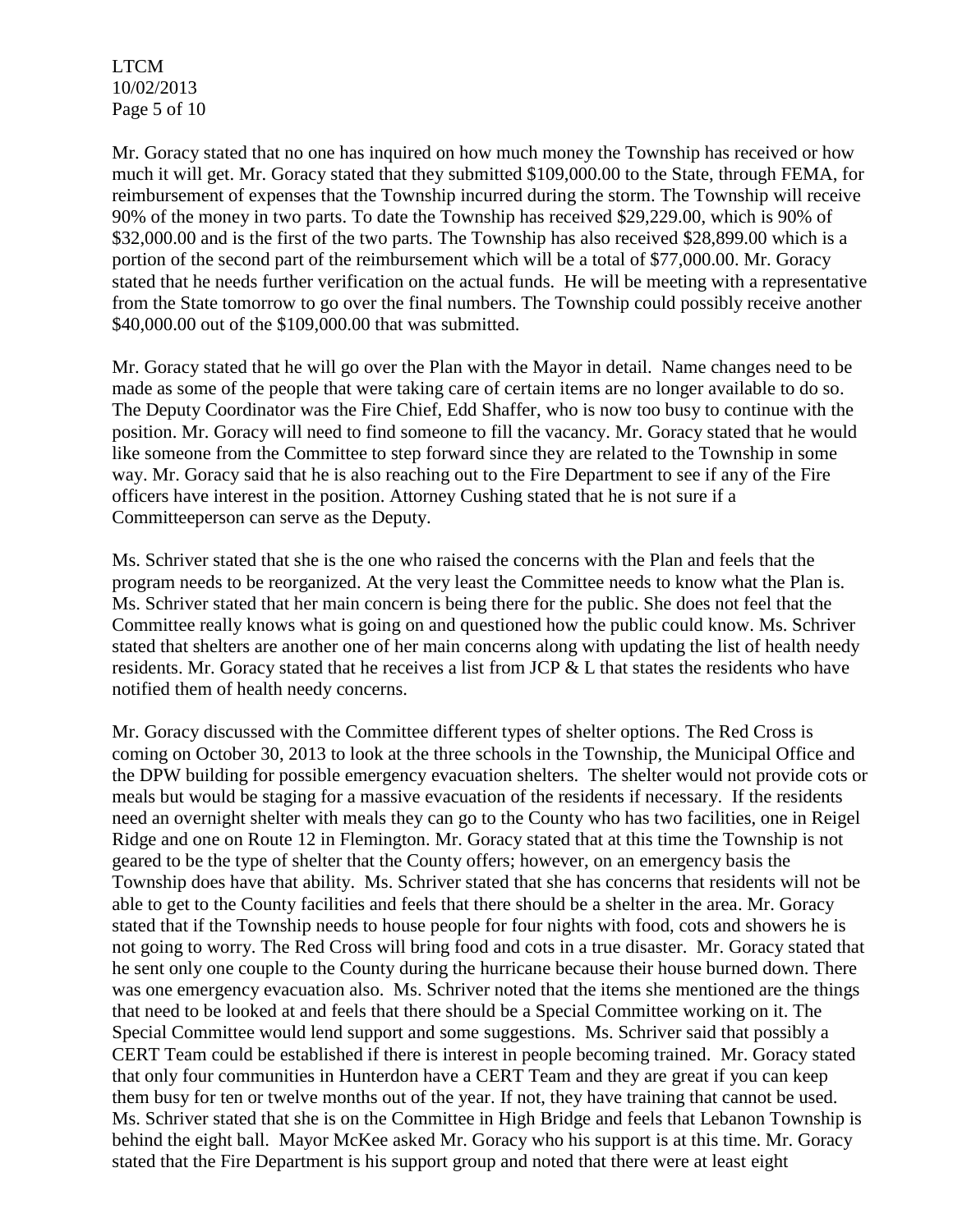Mr. Goracy stated that no one has inquired on how much money the Township has received or how much it will get. Mr. Goracy stated that they submitted $109,000.00 to the State, through FEMA, for reimbursement of expenses that the Township incurred during the storm. The Township will receive 90% of the money in two parts. To date the Township has received $29,229.00, which is 90% of $32,000.00 and is the first of the two parts. The Township has also received $28,899.00 which is a portion of the second part of the reimbursement which will be a total of $77,000.00. Mr. Goracy stated that he needs further verification on the actual funds. He will be meeting with a representative from the State tomorrow to go over the final numbers. The Township could possibly receive another $40,000.00 out of the $109,000.00 that was submitted.

Mr. Goracy stated that he will go over the Plan with the Mayor in detail. Name changes need to be made as some of the people that were taking care of certain items are no longer available to do so. The Deputy Coordinator was the Fire Chief, Edd Shaffer, who is now too busy to continue with the position. Mr. Goracy will need to find someone to fill the vacancy. Mr. Goracy stated that he would like someone from the Committee to step forward since they are related to the Township in some way. Mr. Goracy said that he is also reaching out to the Fire Department to see if any of the Fire officers have interest in the position. Attorney Cushing stated that he is not sure if a Committeeperson can serve as the Deputy.

Ms. Schriver stated that she is the one who raised the concerns with the Plan and feels that the program needs to be reorganized. At the very least the Committee needs to know what the Plan is. Ms. Schriver stated that her main concern is being there for the public. She does not feel that the Committee really knows what is going on and questioned how the public could know. Ms. Schriver stated that shelters are another one of her main concerns along with updating the list of health needy residents. Mr. Goracy stated that he receives a list from JCP & L that states the residents who have notified them of health needy concerns.

Mr. Goracy discussed with the Committee different types of shelter options. The Red Cross is coming on October 30, 2013 to look at the three schools in the Township, the Municipal Office and the DPW building for possible emergency evacuation shelters. The shelter would not provide cots or meals but would be staging for a massive evacuation of the residents if necessary. If the residents need an overnight shelter with meals they can go to the County who has two facilities, one in Reigel Ridge and one on Route 12 in Flemington. Mr. Goracy stated that at this time the Township is not geared to be the type of shelter that the County offers; however, on an emergency basis the Township does have that ability. Ms. Schriver stated that she has concerns that residents will not be able to get to the County facilities and feels that there should be a shelter in the area. Mr. Goracy stated that if the Township needs to house people for four nights with food, cots and showers he is not going to worry. The Red Cross will bring food and cots in a true disaster. Mr. Goracy stated that he sent only one couple to the County during the hurricane because their house burned down. There was one emergency evacuation also. Ms. Schriver noted that the items she mentioned are the things that need to be looked at and feels that there should be a Special Committee working on it. The Special Committee would lend support and some suggestions. Ms. Schriver said that possibly a CERT Team could be established if there is interest in people becoming trained. Mr. Goracy stated that only four communities in Hunterdon have a CERT Team and they are great if you can keep them busy for ten or twelve months out of the year. If not, they have training that cannot be used. Ms. Schriver stated that she is on the Committee in High Bridge and feels that Lebanon Township is behind the eight ball. Mayor McKee asked Mr. Goracy who his support is at this time. Mr. Goracy stated that the Fire Department is his support group and noted that there were at least eight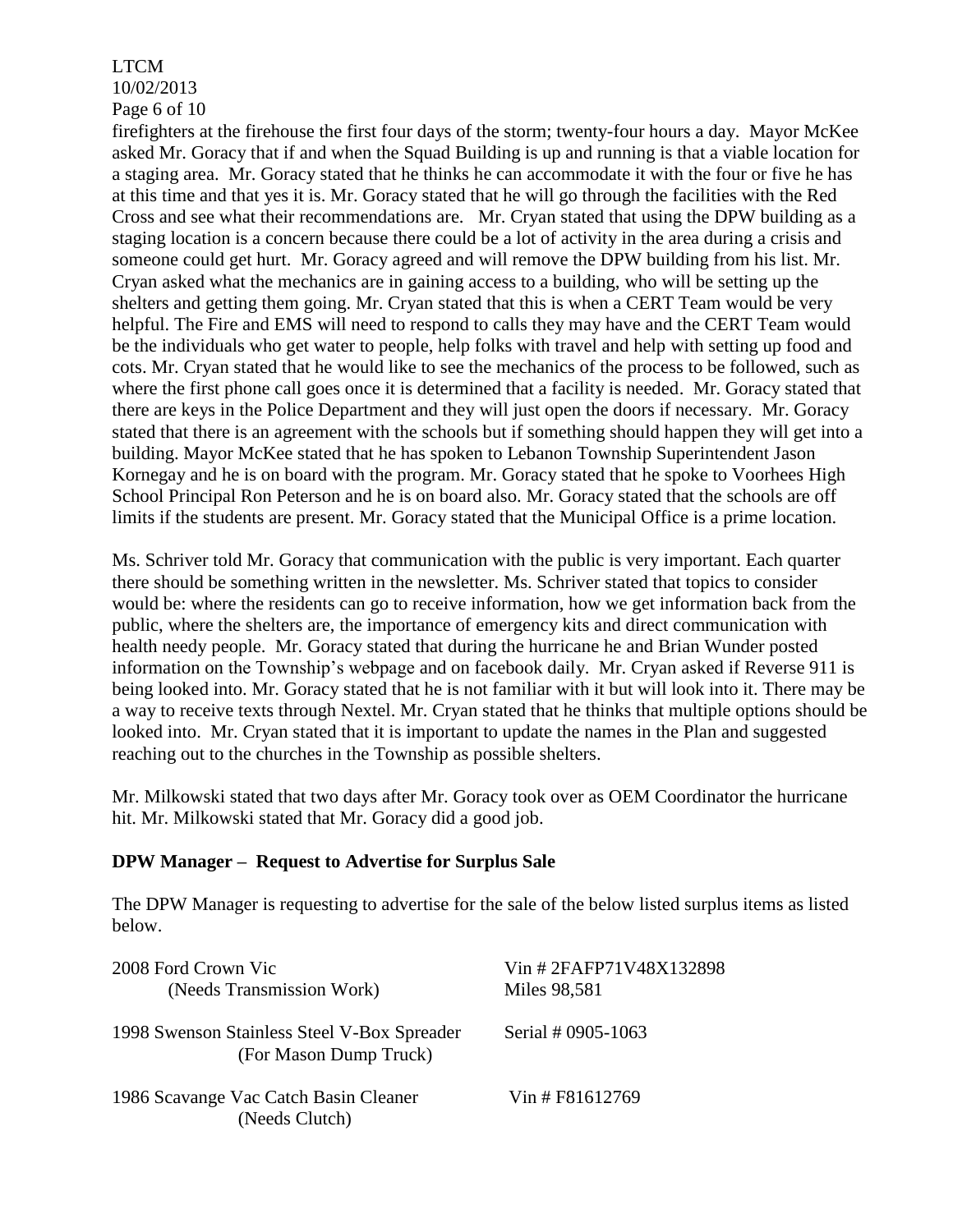firefighters at the firehouse the first four days of the storm; twenty-four hours a day. Mayor McKee asked Mr. Goracy that if and when the Squad Building is up and running is that a viable location for a staging area. Mr. Goracy stated that he thinks he can accommodate it with the four or five he has at this time and that yes it is. Mr. Goracy stated that he will go through the facilities with the Red Cross and see what their recommendations are. Mr. Cryan stated that using the DPW building as a staging location is a concern because there could be a lot of activity in the area during a crisis and someone could get hurt. Mr. Goracy agreed and will remove the DPW building from his list. Mr. Cryan asked what the mechanics are in gaining access to a building, who will be setting up the shelters and getting them going. Mr. Cryan stated that this is when a CERT Team would be very helpful. The Fire and EMS will need to respond to calls they may have and the CERT Team would be the individuals who get water to people, help folks with travel and help with setting up food and cots. Mr. Cryan stated that he would like to see the mechanics of the process to be followed, such as where the first phone call goes once it is determined that a facility is needed. Mr. Goracy stated that there are keys in the Police Department and they will just open the doors if necessary. Mr. Goracy stated that there is an agreement with the schools but if something should happen they will get into a building. Mayor McKee stated that he has spoken to Lebanon Township Superintendent Jason Kornegay and he is on board with the program. Mr. Goracy stated that he spoke to Voorhees High School Principal Ron Peterson and he is on board also. Mr. Goracy stated that the schools are off limits if the students are present. Mr. Goracy stated that the Municipal Office is a prime location.

Ms. Schriver told Mr. Goracy that communication with the public is very important. Each quarter there should be something written in the newsletter. Ms. Schriver stated that topics to consider would be: where the residents can go to receive information, how we get information back from the public, where the shelters are, the importance of emergency kits and direct communication with health needy people. Mr. Goracy stated that during the hurricane he and Brian Wunder posted information on the Township's webpage and on facebook daily. Mr. Cryan asked if Reverse 911 is being looked into. Mr. Goracy stated that he is not familiar with it but will look into it. There may be a way to receive texts through Nextel. Mr. Cryan stated that he thinks that multiple options should be looked into. Mr. Cryan stated that it is important to update the names in the Plan and suggested reaching out to the churches in the Township as possible shelters.

Mr. Milkowski stated that two days after Mr. Goracy took over as OEM Coordinator the hurricane hit. Mr. Milkowski stated that Mr. Goracy did a good job.

**DPW Manager – Request to Advertise for Surplus Sale**

The DPW Manager is requesting to advertise for the sale of the below listed surplus items as listed below.

| | |
|---|---|
| 2008 Ford Crown Vic<br>(Needs Transmission Work) | Vin # 2FAFP71V48X132898<br>Miles 98,581 |
| 1998 Swenson Stainless Steel V-Box Spreader<br>(For Mason Dump Truck) | Serial # 0905-1063 |
| 1986 Scavange Vac Catch Basin Cleaner<br>(Needs Clutch) | Vin # F81612769 |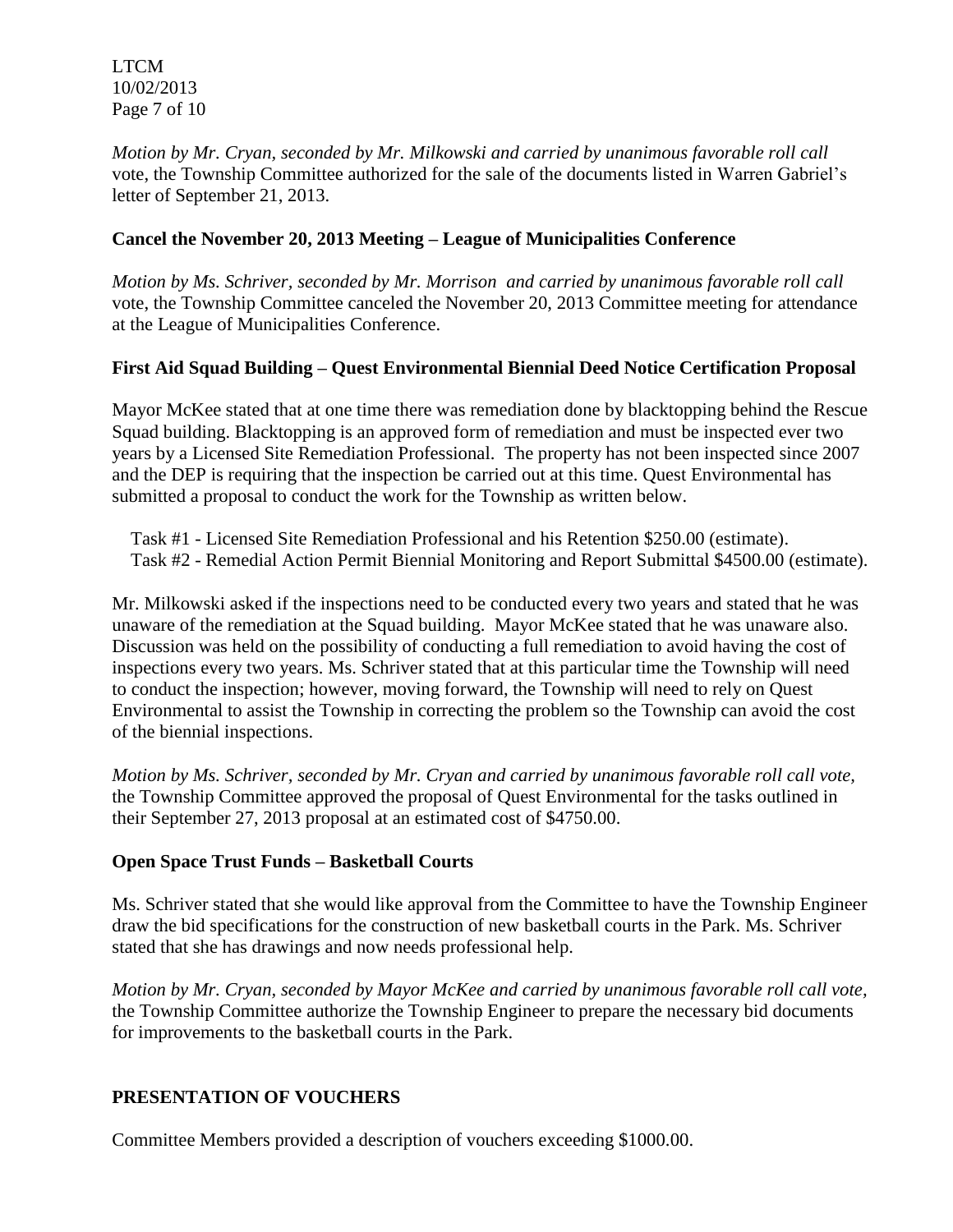*Motion by Mr. Cryan, seconded by Mr. Milkowski and carried by unanimous favorable roll call* vote, the Township Committee authorized for the sale of the documents listed in Warren Gabriel's letter of September 21, 2013.

**Cancel the November 20, 2013 Meeting – League of Municipalities Conference**

*Motion by Ms. Schriver, seconded by Mr. Morrison and carried by unanimous favorable roll call* vote, the Township Committee canceled the November 20, 2013 Committee meeting for attendance at the League of Municipalities Conference.

**First Aid Squad Building – Quest Environmental Biennial Deed Notice Certification Proposal**

Mayor McKee stated that at one time there was remediation done by blacktopping behind the Rescue Squad building. Blacktopping is an approved form of remediation and must be inspected ever two years by a Licensed Site Remediation Professional. The property has not been inspected since 2007 and the DEP is requiring that the inspection be carried out at this time. Quest Environmental has submitted a proposal to conduct the work for the Township as written below.

Task #1 - Licensed Site Remediation Professional and his Retention $250.00 (estimate).
Task #2 - Remedial Action Permit Biennial Monitoring and Report Submittal $4500.00 (estimate).

Mr. Milkowski asked if the inspections need to be conducted every two years and stated that he was unaware of the remediation at the Squad building. Mayor McKee stated that he was unaware also. Discussion was held on the possibility of conducting a full remediation to avoid having the cost of inspections every two years. Ms. Schriver stated that at this particular time the Township will need to conduct the inspection; however, moving forward, the Township will need to rely on Quest Environmental to assist the Township in correcting the problem so the Township can avoid the cost of the biennial inspections.

*Motion by Ms. Schriver, seconded by Mr. Cryan and carried by unanimous favorable roll call vote,* the Township Committee approved the proposal of Quest Environmental for the tasks outlined in their September 27, 2013 proposal at an estimated cost of $4750.00.

**Open Space Trust Funds – Basketball Courts**

Ms. Schriver stated that she would like approval from the Committee to have the Township Engineer draw the bid specifications for the construction of new basketball courts in the Park. Ms. Schriver stated that she has drawings and now needs professional help.

*Motion by Mr. Cryan, seconded by Mayor McKee and carried by unanimous favorable roll call vote,* the Township Committee authorize the Township Engineer to prepare the necessary bid documents for improvements to the basketball courts in the Park.

**PRESENTATION OF VOUCHERS**

Committee Members provided a description of vouchers exceeding $1000.00.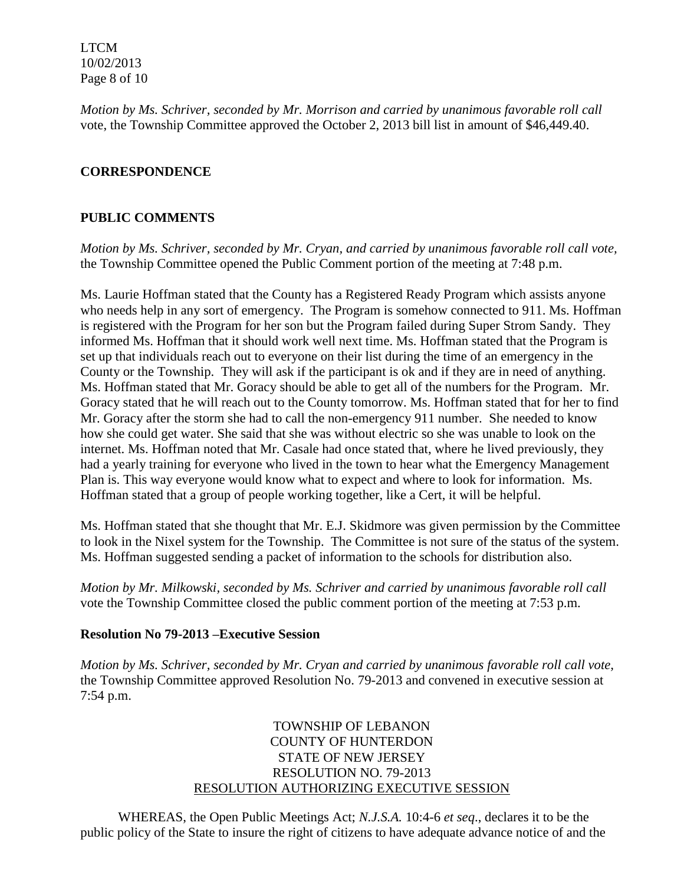*Motion by Ms. Schriver, seconded by Mr. Morrison and carried by unanimous favorable roll call* vote, the Township Committee approved the October 2, 2013 bill list in amount of $46,449.40.

## CORRESPONDENCE

## PUBLIC COMMENTS

*Motion by Ms. Schriver, seconded by Mr. Cryan, and carried by unanimous favorable roll call vote,* the Township Committee opened the Public Comment portion of the meeting at 7:48 p.m.

Ms. Laurie Hoffman stated that the County has a Registered Ready Program which assists anyone who needs help in any sort of emergency. The Program is somehow connected to 911. Ms. Hoffman is registered with the Program for her son but the Program failed during Super Strom Sandy. They informed Ms. Hoffman that it should work well next time. Ms. Hoffman stated that the Program is set up that individuals reach out to everyone on their list during the time of an emergency in the County or the Township. They will ask if the participant is ok and if they are in need of anything. Ms. Hoffman stated that Mr. Goracy should be able to get all of the numbers for the Program. Mr. Goracy stated that he will reach out to the County tomorrow. Ms. Hoffman stated that for her to find Mr. Goracy after the storm she had to call the non-emergency 911 number. She needed to know how she could get water. She said that she was without electric so she was unable to look on the internet. Ms. Hoffman noted that Mr. Casale had once stated that, where he lived previously, they had a yearly training for everyone who lived in the town to hear what the Emergency Management Plan is. This way everyone would know what to expect and where to look for information. Ms. Hoffman stated that a group of people working together, like a Cert, it will be helpful.

Ms. Hoffman stated that she thought that Mr. E.J. Skidmore was given permission by the Committee to look in the Nixel system for the Township. The Committee is not sure of the status of the system. Ms. Hoffman suggested sending a packet of information to the schools for distribution also.

*Motion by Mr. Milkowski, seconded by Ms. Schriver and carried by unanimous favorable roll call* vote the Township Committee closed the public comment portion of the meeting at 7:53 p.m.

### Resolution No 79-2013 –Executive Session

*Motion by Ms. Schriver, seconded by Mr. Cryan and carried by unanimous favorable roll call vote,* the Township Committee approved Resolution No. 79-2013 and convened in executive session at 7:54 p.m.

TOWNSHIP OF LEBANON
COUNTY OF HUNTERDON
STATE OF NEW JERSEY
RESOLUTION NO. 79-2013
RESOLUTION AUTHORIZING EXECUTIVE SESSION

WHEREAS, the Open Public Meetings Act; *N.J.S.A.* 10:4-6 *et seq*., declares it to be the public policy of the State to insure the right of citizens to have adequate advance notice of and the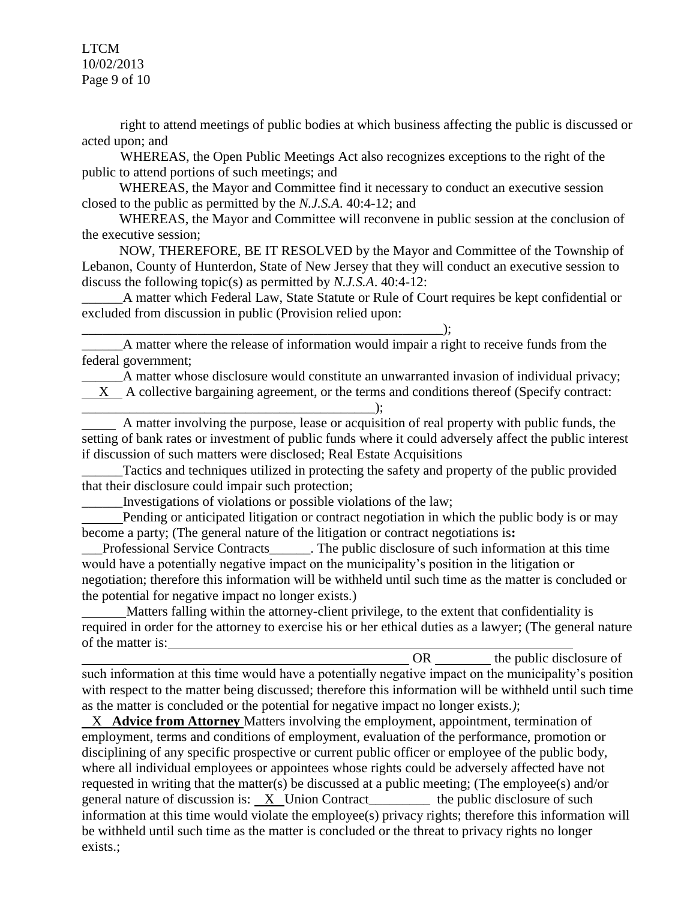right to attend meetings of public bodies at which business affecting the public is discussed or acted upon; and

WHEREAS, the Open Public Meetings Act also recognizes exceptions to the right of the public to attend portions of such meetings; and

WHEREAS, the Mayor and Committee find it necessary to conduct an executive session closed to the public as permitted by the *N.J.S.A*. 40:4-12; and

WHEREAS, the Mayor and Committee will reconvene in public session at the conclusion of the executive session;

NOW, THEREFORE, BE IT RESOLVED by the Mayor and Committee of the Township of Lebanon, County of Hunterdon, State of New Jersey that they will conduct an executive session to discuss the following topic(s) as permitted by *N.J.S.A*. 40:4-12:

______A matter which Federal Law, State Statute or Rule of Court requires be kept confidential or excluded from discussion in public (Provision relied upon: ________________________________________________________);

______A matter where the release of information would impair a right to receive funds from the federal government;

______A matter whose disclosure would constitute an unwarranted invasion of individual privacy;

__X__ A collective bargaining agreement, or the terms and conditions thereof (Specify contract: ____________________________________________);

_____ A matter involving the purpose, lease or acquisition of real property with public funds, the setting of bank rates or investment of public funds where it could adversely affect the public interest if discussion of such matters were disclosed; Real Estate Acquisitions

______Tactics and techniques utilized in protecting the safety and property of the public provided that their disclosure could impair such protection;

______Investigations of violations or possible violations of the law;

______Pending or anticipated litigation or contract negotiation in which the public body is or may become a party; (The general nature of the litigation or contract negotiations is**:**

___Professional Service Contracts______. The public disclosure of such information at this time would have a potentially negative impact on the municipality's position in the litigation or negotiation; therefore this information will be withheld until such time as the matter is concluded or the potential for negative impact no longer exists.)

_______Matters falling within the attorney-client privilege, to the extent that confidentiality is required in order for the attorney to exercise his or her ethical duties as a lawyer; (The general nature of the matter is: ________________________________________________ OR ________ the public disclosure of such information at this time would have a potentially negative impact on the municipality's position with respect to the matter being discussed; therefore this information will be withheld until such time as the matter is concluded or the potential for negative impact no longer exists.*)*;

__X__ **Advice from Attorney** Matters involving the employment, appointment, termination of employment, terms and conditions of employment, evaluation of the performance, promotion or disciplining of any specific prospective or current public officer or employee of the public body, where all individual employees or appointees whose rights could be adversely affected have not requested in writing that the matter(s) be discussed at a public meeting; (The employee(s) and/or general nature of discussion is: __X__ Union Contract_________ the public disclosure of such information at this time would violate the employee(s) privacy rights; therefore this information will be withheld until such time as the matter is concluded or the threat to privacy rights no longer exists.;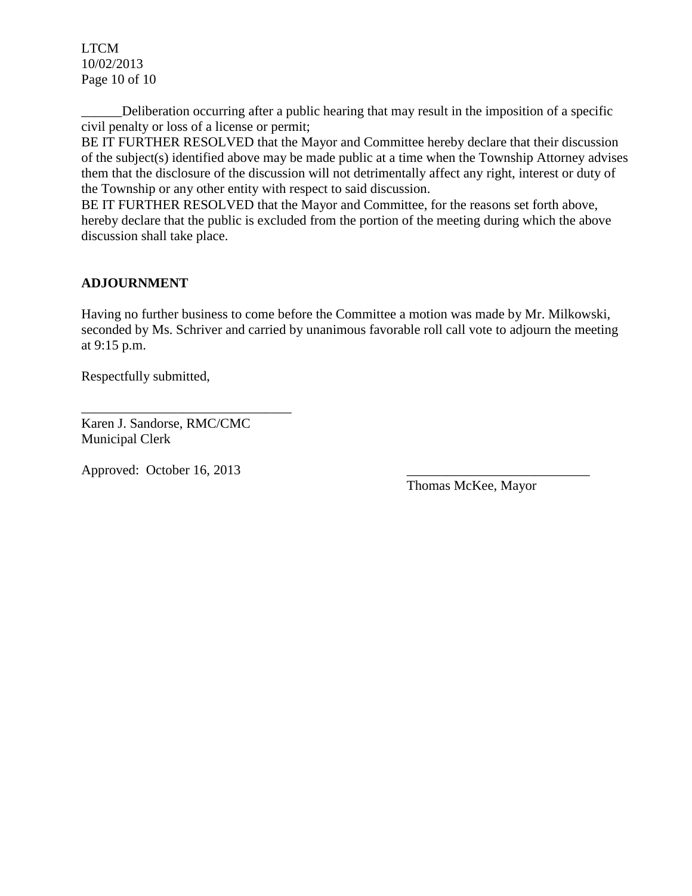______Deliberation occurring after a public hearing that may result in the imposition of a specific civil penalty or loss of a license or permit;

BE IT FURTHER RESOLVED that the Mayor and Committee hereby declare that their discussion of the subject(s) identified above may be made public at a time when the Township Attorney advises them that the disclosure of the discussion will not detrimentally affect any right, interest or duty of the Township or any other entity with respect to said discussion.

BE IT FURTHER RESOLVED that the Mayor and Committee, for the reasons set forth above, hereby declare that the public is excluded from the portion of the meeting during which the above discussion shall take place.

**ADJOURNMENT**

Having no further business to come before the Committee a motion was made by Mr. Milkowski, seconded by Ms. Schriver and carried by unanimous favorable roll call vote to adjourn the meeting at 9:15 p.m.

Respectfully submitted,

________________________________

Karen J. Sandorse, RMC/CMC
Municipal Clerk

Approved: October 16, 2013

___________________________

Thomas McKee, Mayor